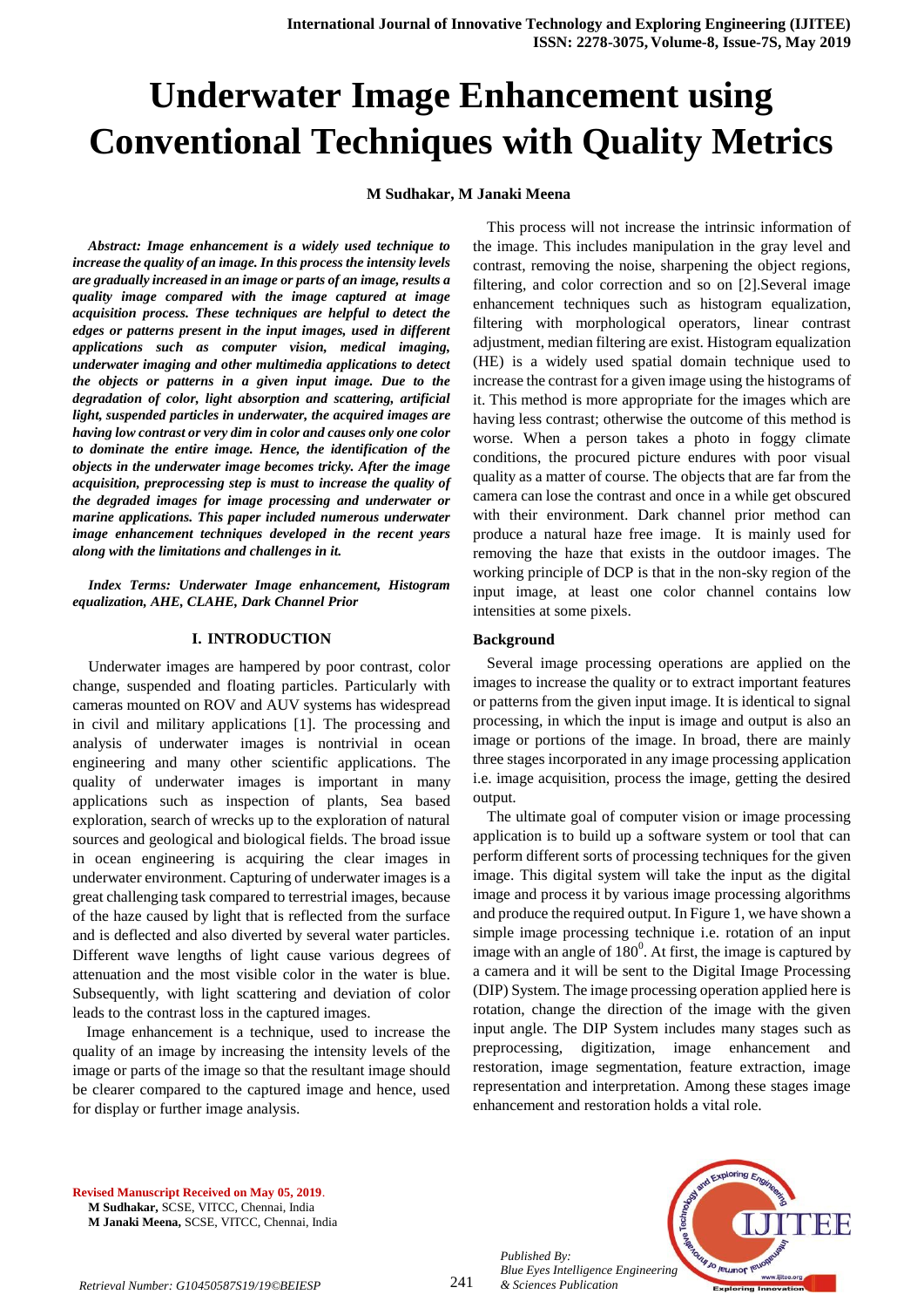# Underwater Image Enhancement using Conventional Techniques with Quality Metrics

**M Sudhakar, M Janaki Meena**

***Abstract: Image enhancement is a widely used technique to increase the quality of an image. In this process the intensity levels are gradually increased in an image or parts of an image, results a quality image compared with the image captured at image acquisition process. These techniques are helpful to detect the edges or patterns present in the input images, used in different applications such as computer vision, medical imaging, underwater imaging and other multimedia applications to detect the objects or patterns in a given input image. Due to the degradation of color, light absorption and scattering, artificial light, suspended particles in underwater, the acquired images are having low contrast or very dim in color and causes only one color to dominate the entire image. Hence, the identification of the objects in the underwater image becomes tricky. After the image acquisition, preprocessing step is must to increase the quality of the degraded images for image processing and underwater or marine applications. This paper included numerous underwater image enhancement techniques developed in the recent years along with the limitations and challenges in it.***

***Index Terms: Underwater Image enhancement, Histogram equalization, AHE, CLAHE, Dark Channel Prior***

## I. INTRODUCTION

Underwater images are hampered by poor contrast, color change, suspended and floating particles. Particularly with cameras mounted on ROV and AUV systems has widespread in civil and military applications [1]. The processing and analysis of underwater images is nontrivial in ocean engineering and many other scientific applications. The quality of underwater images is important in many applications such as inspection of plants, Sea based exploration, search of wrecks up to the exploration of natural sources and geological and biological fields. The broad issue in ocean engineering is acquiring the clear images in underwater environment. Capturing of underwater images is a great challenging task compared to terrestrial images, because of the haze caused by light that is reflected from the surface and is deflected and also diverted by several water particles. Different wave lengths of light cause various degrees of attenuation and the most visible color in the water is blue. Subsequently, with light scattering and deviation of color leads to the contrast loss in the captured images.

Image enhancement is a technique, used to increase the quality of an image by increasing the intensity levels of the image or parts of the image so that the resultant image should be clearer compared to the captured image and hence, used for display or further image analysis.

This process will not increase the intrinsic information of the image. This includes manipulation in the gray level and contrast, removing the noise, sharpening the object regions, filtering, and color correction and so on [2].Several image enhancement techniques such as histogram equalization, filtering with morphological operators, linear contrast adjustment, median filtering are exist. Histogram equalization (HE) is a widely used spatial domain technique used to increase the contrast for a given image using the histograms of it. This method is more appropriate for the images which are having less contrast; otherwise the outcome of this method is worse. When a person takes a photo in foggy climate conditions, the procured picture endures with poor visual quality as a matter of course. The objects that are far from the camera can lose the contrast and once in a while get obscured with their environment. Dark channel prior method can produce a natural haze free image. It is mainly used for removing the haze that exists in the outdoor images. The working principle of DCP is that in the non-sky region of the input image, at least one color channel contains low intensities at some pixels.

### Background

Several image processing operations are applied on the images to increase the quality or to extract important features or patterns from the given input image. It is identical to signal processing, in which the input is image and output is also an image or portions of the image. In broad, there are mainly three stages incorporated in any image processing application i.e. image acquisition, process the image, getting the desired output.

The ultimate goal of computer vision or image processing application is to build up a software system or tool that can perform different sorts of processing techniques for the given image. This digital system will take the input as the digital image and process it by various image processing algorithms and produce the required output. In Figure 1, we have shown a simple image processing technique i.e. rotation of an input image with an angle of $180^0$. At first, the image is captured by a camera and it will be sent to the Digital Image Processing (DIP) System. The image processing operation applied here is rotation, change the direction of the image with the given input angle. The DIP System includes many stages such as preprocessing, digitization, image enhancement and restoration, image segmentation, feature extraction, image representation and interpretation. Among these stages image enhancement and restoration holds a vital role.

**Revised Manuscript Received on May 05, 2019.**
**M Sudhakar,** SCSE, VITCC, Chennai, India
**M Janaki Meena,** SCSE, VITCC, Chennai, India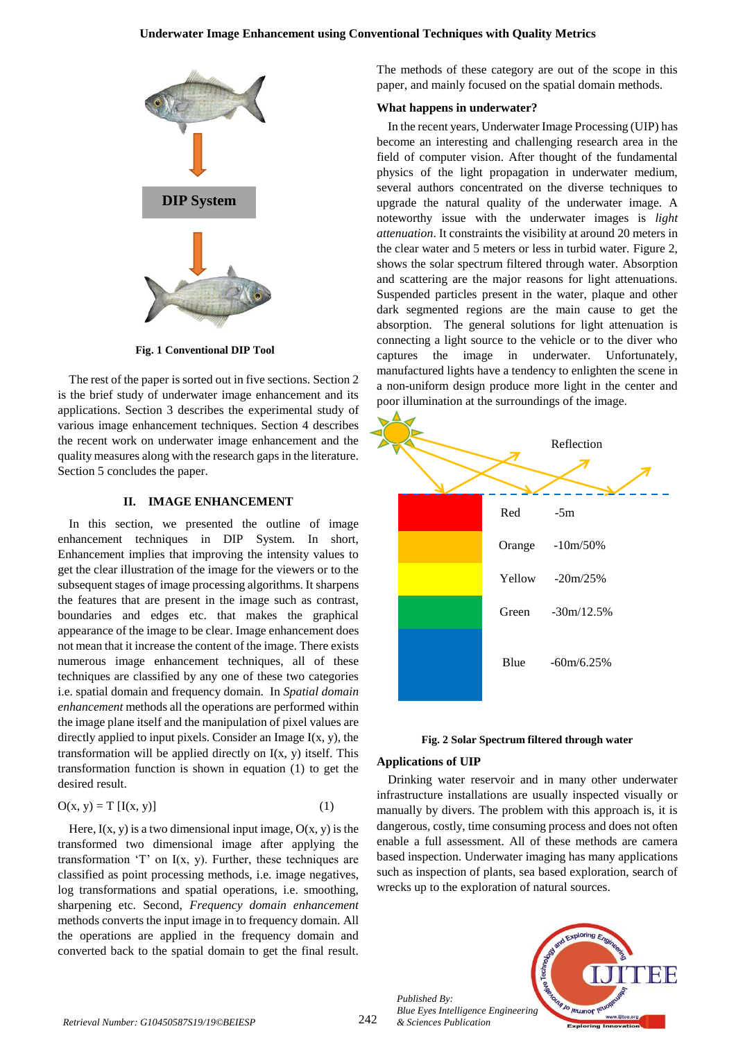Fig. 1 Conventional DIP Tool

The rest of the paper is sorted out in five sections. Section 2 is the brief study of underwater image enhancement and its applications. Section 3 describes the experimental study of various image enhancement techniques. Section 4 describes the recent work on underwater image enhancement and the quality measures along with the research gaps in the literature. Section 5 concludes the paper.

## II. IMAGE ENHANCEMENT

In this section, we presented the outline of image enhancement techniques in DIP System. In short, Enhancement implies that improving the intensity values to get the clear illustration of the image for the viewers or to the subsequent stages of image processing algorithms. It sharpens the features that are present in the image such as contrast, boundaries and edges etc. that makes the graphical appearance of the image to be clear. Image enhancement does not mean that it increase the content of the image. There exists numerous image enhancement techniques, all of these techniques are classified by any one of these two categories i.e. spatial domain and frequency domain. In *Spatial domain enhancement* methods all the operations are performed within the image plane itself and the manipulation of pixel values are directly applied to input pixels. Consider an Image I(x, y), the transformation will be applied directly on I(x, y) itself. This transformation function is shown in equation (1) to get the desired result.

$$O(x, y) = T\,[I(x, y)] \qquad (1)$$

Here, I(x, y) is a two dimensional input image, O(x, y) is the transformed two dimensional image after applying the transformation 'T' on I(x, y). Further, these techniques are classified as point processing methods, i.e. image negatives, log transformations and spatial operations, i.e. smoothing, sharpening etc. Second, *Frequency domain enhancement* methods converts the input image in to frequency domain. All the operations are applied in the frequency domain and converted back to the spatial domain to get the final result. The methods of these category are out of the scope in this paper, and mainly focused on the spatial domain methods.

### What happens in underwater?

In the recent years, Underwater Image Processing (UIP) has become an interesting and challenging research area in the field of computer vision. After thought of the fundamental physics of the light propagation in underwater medium, several authors concentrated on the diverse techniques to upgrade the natural quality of the underwater image. A noteworthy issue with the underwater images is *light attenuation*. It constraints the visibility at around 20 meters in the clear water and 5 meters or less in turbid water. Figure 2, shows the solar spectrum filtered through water. Absorption and scattering are the major reasons for light attenuations. Suspended particles present in the water, plaque and other dark segmented regions are the main cause to get the absorption. The general solutions for light attenuation is connecting a light source to the vehicle or to the diver who captures the image in underwater. Unfortunately, manufactured lights have a tendency to enlighten the scene in a non-uniform design produce more light in the center and poor illumination at the surroundings of the image.

Fig. 2 Solar Spectrum filtered through water

### Applications of UIP

Drinking water reservoir and in many other underwater infrastructure installations are usually inspected visually or manually by divers. The problem with this approach is, it is dangerous, costly, time consuming process and does not often enable a full assessment. All of these methods are camera based inspection. Underwater imaging has many applications such as inspection of plants, sea based exploration, search of wrecks up to the exploration of natural sources.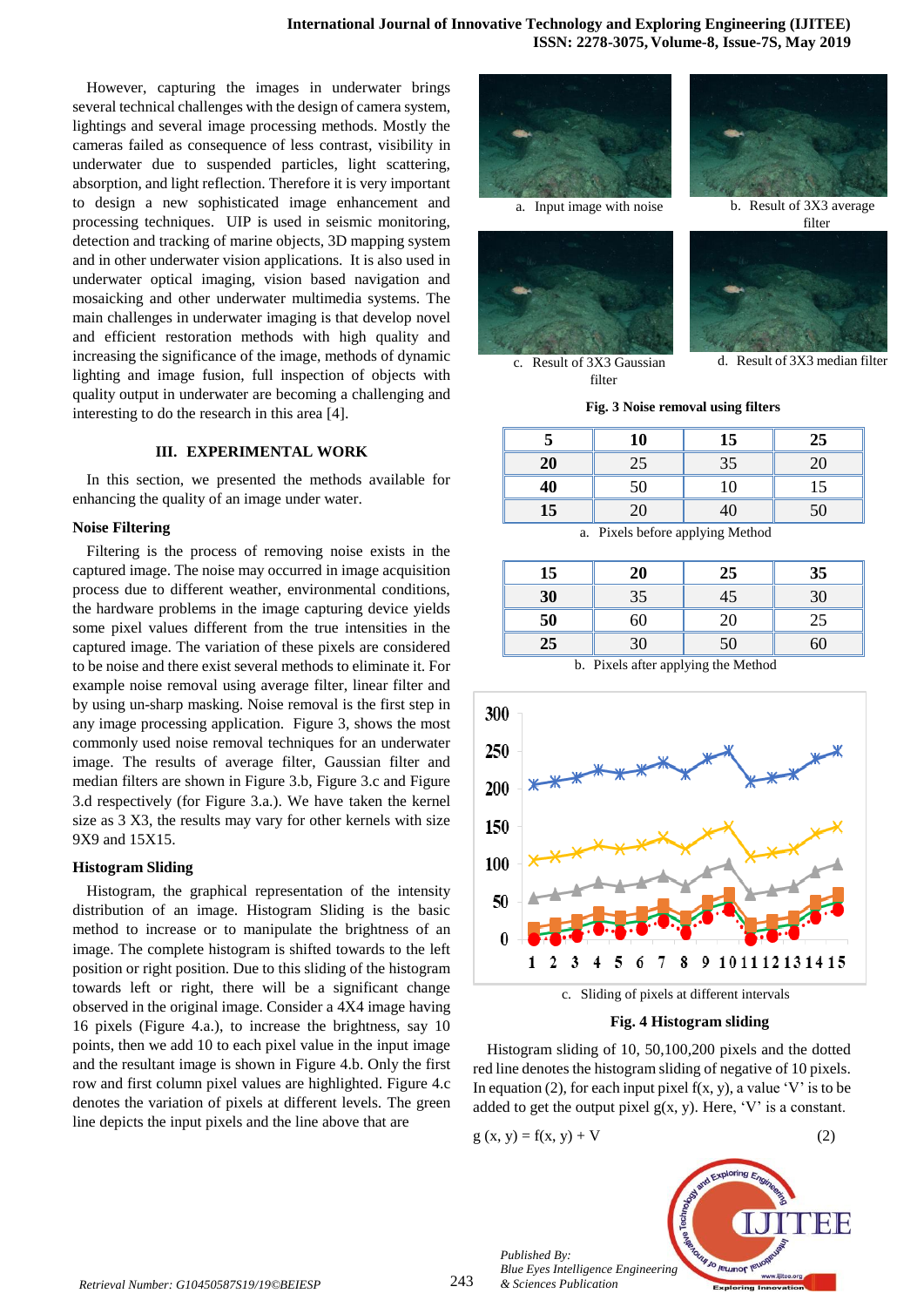However, capturing the images in underwater brings several technical challenges with the design of camera system, lightings and several image processing methods. Mostly the cameras failed as consequence of less contrast, visibility in underwater due to suspended particles, light scattering, absorption, and light reflection. Therefore it is very important to design a new sophisticated image enhancement and processing techniques. UIP is used in seismic monitoring, detection and tracking of marine objects, 3D mapping system and in other underwater vision applications. It is also used in underwater optical imaging, vision based navigation and mosaicking and other underwater multimedia systems. The main challenges in underwater imaging is that develop novel and efficient restoration methods with high quality and increasing the significance of the image, methods of dynamic lighting and image fusion, full inspection of objects with quality output in underwater are becoming a challenging and interesting to do the research in this area [4].

## III. EXPERIMENTAL WORK

In this section, we presented the methods available for enhancing the quality of an image under water.

### Noise Filtering

Filtering is the process of removing noise exists in the captured image. The noise may occurred in image acquisition process due to different weather, environmental conditions, the hardware problems in the image capturing device yields some pixel values different from the true intensities in the captured image. The variation of these pixels are considered to be noise and there exist several methods to eliminate it. For example noise removal using average filter, linear filter and by using un-sharp masking. Noise removal is the first step in any image processing application. Figure 3, shows the most commonly used noise removal techniques for an underwater image. The results of average filter, Gaussian filter and median filters are shown in Figure 3.b, Figure 3.c and Figure 3.d respectively (for Figure 3.a.). We have taken the kernel size as 3 X3, the results may vary for other kernels with size 9X9 and 15X15.

### Histogram Sliding

Histogram, the graphical representation of the intensity distribution of an image. Histogram Sliding is the basic method to increase or to manipulate the brightness of an image. The complete histogram is shifted towards to the left position or right position. Due to this sliding of the histogram towards left or right, there will be a significant change observed in the original image. Consider a 4X4 image having 16 pixels (Figure 4.a.), to increase the brightness, say 10 points, then we add 10 to each pixel value in the input image and the resultant image is shown in Figure 4.b. Only the first row and first column pixel values are highlighted. Figure 4.c denotes the variation of pixels at different levels. The green line depicts the input pixels and the line above that are

a. Input image with noise

b. Result of 3X3 average filter

c. Result of 3X3 Gaussian filter

d. Result of 3X3 median filter

**Fig. 3 Noise removal using filters**

| **5** | **10** | **15** | **25** |
|---|---|---|---|
| **20** | 25 | 35 | 20 |
| **40** | 50 | 10 | 15 |
| **15** | 20 | 40 | 50 |

a. Pixels before applying Method

| **15** | **20** | **25** | **35** |
|---|---|---|---|
| **30** | 35 | 45 | 30 |
| **50** | 60 | 20 | 25 |
| **25** | 30 | 50 | 60 |

b. Pixels after applying the Method

c. Sliding of pixels at different intervals

**Fig. 4 Histogram sliding**

Histogram sliding of 10, 50,100,200 pixels and the dotted red line denotes the histogram sliding of negative of 10 pixels. In equation (2), for each input pixel f(x, y), a value 'V' is to be added to get the output pixel g(x, y). Here, 'V' is a constant.

$$g(x, y) = f(x, y) + V \quad (2)$$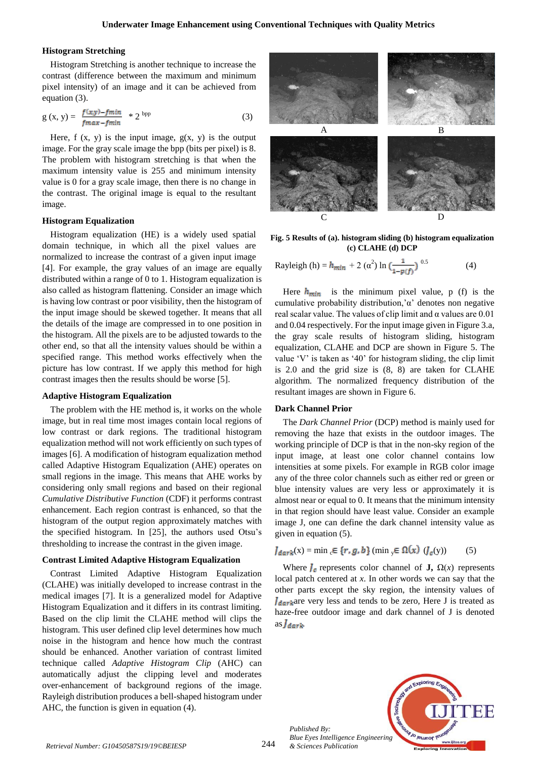### Histogram Stretching

Histogram Stretching is another technique to increase the contrast (difference between the maximum and minimum pixel intensity) of an image and it can be achieved from equation (3).

$$g(x, y) = \frac{f(x,y) - fmin}{fmax - fmin} * 2^{bpp} \quad (3)$$

Here, f (x, y) is the input image, g(x, y) is the output image. For the gray scale image the bpp (bits per pixel) is 8. The problem with histogram stretching is that when the maximum intensity value is 255 and minimum intensity value is 0 for a gray scale image, then there is no change in the contrast. The original image is equal to the resultant image.

### Histogram Equalization

Histogram equalization (HE) is a widely used spatial domain technique, in which all the pixel values are normalized to increase the contrast of a given input image [4]. For example, the gray values of an image are equally distributed within a range of 0 to 1. Histogram equalization is also called as histogram flattening. Consider an image which is having low contrast or poor visibility, then the histogram of the input image should be skewed together. It means that all the details of the image are compressed in to one position in the histogram. All the pixels are to be adjusted towards to the other end, so that all the intensity values should be within a specified range. This method works effectively when the picture has low contrast. If we apply this method for high contrast images then the results should be worse [5].

### Adaptive Histogram Equalization

The problem with the HE method is, it works on the whole image, but in real time most images contain local regions of low contrast or dark regions. The traditional histogram equalization method will not work efficiently on such types of images [6]. A modification of histogram equalization method called Adaptive Histogram Equalization (AHE) operates on small regions in the image. This means that AHE works by considering only small regions and based on their regional *Cumulative Distributive Function* (CDF) it performs contrast enhancement. Each region contrast is enhanced, so that the histogram of the output region approximately matches with the specified histogram. In [25], the authors used Otsu's thresholding to increase the contrast in the given image.

### Contrast Limited Adaptive Histogram Equalization

Contrast Limited Adaptive Histogram Equalization (CLAHE) was initially developed to increase contrast in the medical images [7]. It is a generalized model for Adaptive Histogram Equalization and it differs in its contrast limiting. Based on the clip limit the CLAHE method will clips the histogram. This user defined clip level determines how much noise in the histogram and hence how much the contrast should be enhanced. Another variation of contrast limited technique called *Adaptive Histogram Clip* (AHC) can automatically adjust the clipping level and moderates over-enhancement of background regions of the image. Rayleigh distribution produces a bell-shaped histogram under AHC, the function is given in equation (4).

A B C D

**Fig. 5 Results of (a). histogram sliding (b) histogram equalization (c) CLAHE (d) DCP**

$$\text{Rayleigh } (h) = h_{min} + 2\,(\alpha^2)\ln\left(\frac{1}{1-p(f)}\right)^{0.5} \quad (4)$$

Here $h_{min}$ is the minimum pixel value, p (f) is the cumulative probability distribution,'α' denotes non negative real scalar value. The values of clip limit and α values are 0.01 and 0.04 respectively. For the input image given in Figure 3.a, the gray scale results of histogram sliding, histogram equalization, CLAHE and DCP are shown in Figure 5. The value 'V' is taken as '40' for histogram sliding, the clip limit is 2.0 and the grid size is (8, 8) are taken for CLAHE algorithm. The normalized frequency distribution of the resultant images are shown in Figure 6.

### Dark Channel Prior

The *Dark Channel Prior* (DCP) method is mainly used for removing the haze that exists in the outdoor images. The working principle of DCP is that in the non-sky region of the input image, at least one color channel contains low intensities at some pixels. For example in RGB color image any of the three color channels such as either red or green or blue intensity values are very less or approximately it is almost near or equal to 0. It means that the minimum intensity in that region should have least value. Consider an example image J, one can define the dark channel intensity value as given in equation (5).

$$J_{dark}(x) = \min_{c \in \{r,g,b\}} \left( \min_{y \in \Omega(x)} (J_c(y)) \right) \quad (5)$$

Where $J_c$ represents color channel of **J,** Ω(*x*) represents local patch centered at *x*. In other words we can say that the other parts except the sky region, the intensity values of $J_{dark}$ are very less and tends to be zero, Here J is treated as haze-free outdoor image and dark channel of J is denoted as $J_{dark}$.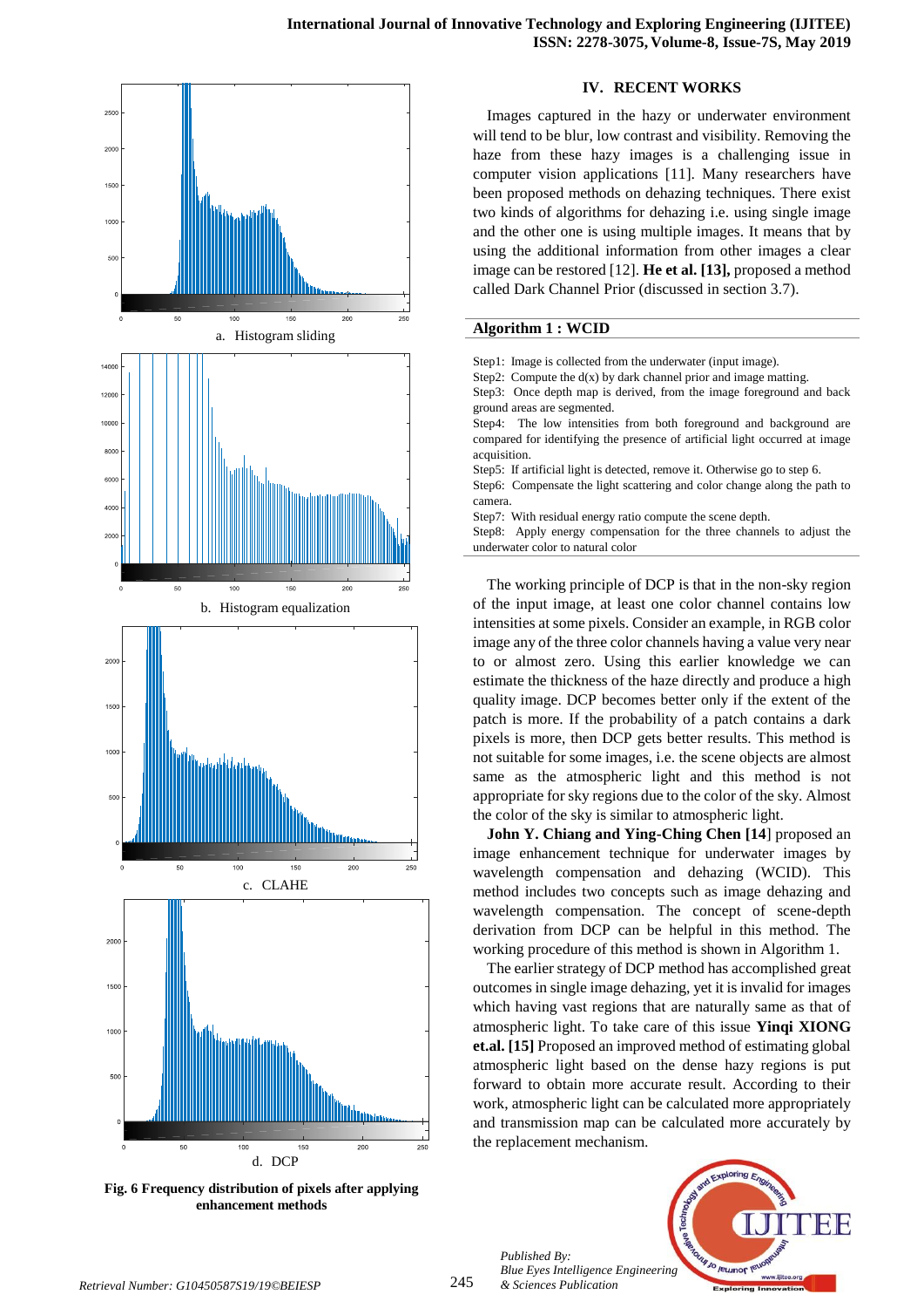a. Histogram sliding

b. Histogram equalization

c. CLAHE

d. DCP

**Fig. 6 Frequency distribution of pixels after applying enhancement methods**

## IV. RECENT WORKS

Images captured in the hazy or underwater environment will tend to be blur, low contrast and visibility. Removing the haze from these hazy images is a challenging issue in computer vision applications [11]. Many researchers have been proposed methods on dehazing techniques. There exist two kinds of algorithms for dehazing i.e. using single image and the other one is using multiple images. It means that by using the additional information from other images a clear image can be restored [12]. **He et al. [13],** proposed a method called Dark Channel Prior (discussed in section 3.7).

**Algorithm 1 : WCID**

Step1: Image is collected from the underwater (input image).
Step2: Compute the d(x) by dark channel prior and image matting.
Step3: Once depth map is derived, from the image foreground and back ground areas are segmented.
Step4: The low intensities from both foreground and background are compared for identifying the presence of artificial light occurred at image acquisition.
Step5: If artificial light is detected, remove it. Otherwise go to step 6.
Step6: Compensate the light scattering and color change along the path to camera.
Step7: With residual energy ratio compute the scene depth.
Step8: Apply energy compensation for the three channels to adjust the underwater color to natural color

The working principle of DCP is that in the non-sky region of the input image, at least one color channel contains low intensities at some pixels. Consider an example, in RGB color image any of the three color channels having a value very near to or almost zero. Using this earlier knowledge we can estimate the thickness of the haze directly and produce a high quality image. DCP becomes better only if the extent of the patch is more. If the probability of a patch contains a dark pixels is more, then DCP gets better results. This method is not suitable for some images, i.e. the scene objects are almost same as the atmospheric light and this method is not appropriate for sky regions due to the color of the sky. Almost the color of the sky is similar to atmospheric light.

**John Y. Chiang and Ying-Ching Chen [14**] proposed an image enhancement technique for underwater images by wavelength compensation and dehazing (WCID). This method includes two concepts such as image dehazing and wavelength compensation. The concept of scene-depth derivation from DCP can be helpful in this method. The working procedure of this method is shown in Algorithm 1.

The earlier strategy of DCP method has accomplished great outcomes in single image dehazing, yet it is invalid for images which having vast regions that are naturally same as that of atmospheric light. To take care of this issue **Yinqi XIONG et.al. [15]** Proposed an improved method of estimating global atmospheric light based on the dense hazy regions is put forward to obtain more accurate result. According to their work, atmospheric light can be calculated more appropriately and transmission map can be calculated more accurately by the replacement mechanism.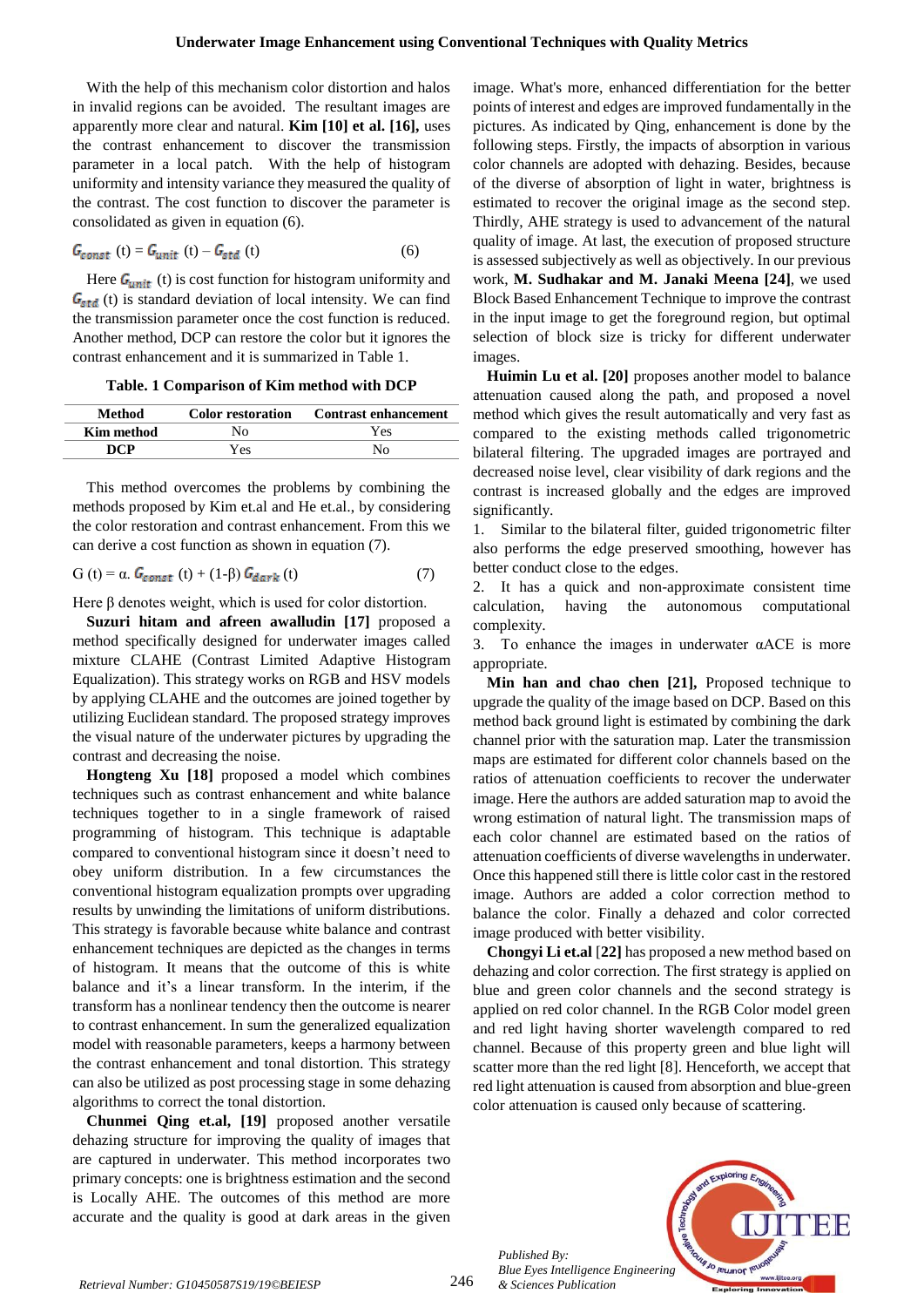With the help of this mechanism color distortion and halos in invalid regions can be avoided. The resultant images are apparently more clear and natural. **Kim [10] et al. [16],** uses the contrast enhancement to discover the transmission parameter in a local patch. With the help of histogram uniformity and intensity variance they measured the quality of the contrast. The cost function to discover the parameter is consolidated as given in equation (6).

$$G_{const}\ (t) = G_{unit}\ (t) - G_{std}\ (t) \qquad (6)$$

Here $G_{unit}$ (t) is cost function for histogram uniformity and $G_{std}$ (t) is standard deviation of local intensity. We can find the transmission parameter once the cost function is reduced. Another method, DCP can restore the color but it ignores the contrast enhancement and it is summarized in Table 1.

**Table. 1 Comparison of Kim method with DCP**

| Method | Color restoration | Contrast enhancement |
|---|---|---|
| **Kim method** | No | Yes |
| **DCP** | Yes | No |

This method overcomes the problems by combining the methods proposed by Kim et.al and He et.al., by considering the color restoration and contrast enhancement. From this we can derive a cost function as shown in equation (7).

$$G\ (t) = \alpha.\ G_{const}\ (t) + (1\text{-}\beta)\ G_{dark}\ (t) \qquad (7)$$

Here β denotes weight, which is used for color distortion.

**Suzuri hitam and afreen awalludin [17]** proposed a method specifically designed for underwater images called mixture CLAHE (Contrast Limited Adaptive Histogram Equalization). This strategy works on RGB and HSV models by applying CLAHE and the outcomes are joined together by utilizing Euclidean standard. The proposed strategy improves the visual nature of the underwater pictures by upgrading the contrast and decreasing the noise.

**Hongteng Xu [18]** proposed a model which combines techniques such as contrast enhancement and white balance techniques together to in a single framework of linear programming of histogram. This technique is adaptable compared to conventional histogram since it doesn't need to obey uniform distribution. In a few circumstances the conventional histogram equalization prompts over upgrading results by unwinding the limitations of uniform distributions. This strategy is favorable because white balance and contrast enhancement techniques are depicted as the changes in terms of histogram. It means that the outcome of this is white balance and it's a linear transform. In the interim, if the transform has a nonlinear tendency then the outcome is nearer to contrast enhancement. In sum the generalized equalization model with reasonable parameters, keeps a harmony between the contrast enhancement and tonal distortion. This strategy can also be utilized as post processing stage in some dehazing algorithms to correct the tonal distortion.

**Chunmei Qing et.al, [19]** proposed another versatile dehazing structure for improving the quality of images that are captured in underwater. This method incorporates two primary concepts: one is brightness estimation and the second is Locally AHE. The outcomes of this method are more accurate and the quality is good at dark areas in the given image. What's more, enhanced differentiation for the better points of interest and edges are improved fundamentally in the pictures. As indicated by Qing, enhancement is done by the following steps. Firstly, the impacts of absorption in various color channels are adopted with dehazing. Besides, because of the diverse of absorption of light in water, brightness is estimated to recover the original image as the second step. Thirdly, AHE strategy is used to advancement of the natural quality of image. At last, the execution of proposed structure is assessed subjectively as well as objectively. In our previous work, **M. Sudhakar and M. Janaki Meena [24]**, we used Block Based Enhancement Technique to improve the contrast in the input image to get the foreground region, but optimal selection of block size is tricky for different underwater images.

**Huimin Lu et al. [20]** proposes another model to balance attenuation caused along the path, and proposed a novel method which gives the result automatically and very fast as compared to the existing methods called trigonometric bilateral filtering. The upgraded images are portrayed and decreased noise level, clear visibility of dark regions and the contrast is increased globally and the edges are improved significantly.

1. Similar to the bilateral filter, guided trigonometric filter also performs the edge preserved smoothing, however has better conduct close to the edges.
2. It has a quick and non-approximate consistent time calculation, having the autonomous computational complexity.
3. To enhance the images in underwater αACE is more appropriate.

**Min han and chao chen [21],** Proposed technique to upgrade the quality of the image based on DCP. Based on this method back ground light is estimated by combining the dark channel prior with the saturation map. Later the transmission maps are estimated for different color channels based on the ratios of attenuation coefficients to recover the underwater image. Here the authors are added saturation map to avoid the wrong estimation of natural light. The transmission maps of each color channel are estimated based on the ratios of attenuation coefficients of diverse wavelengths in underwater. Once this happened still there is little color cast in the restored image. Authors are added a color correction method to balance the color. Finally a dehazed and color corrected image produced with better visibility.

**Chongyi Li et.al** **[22]** has proposed a new method based on dehazing and color correction. The first strategy is applied on blue and green color channels and the second strategy is applied on red color channel. In the RGB Color model green and red light having shorter wavelength compared to red channel. Because of this property green and blue light will scatter more than the red light [8]. Henceforth, we accept that red light attenuation is caused from absorption and blue-green color attenuation is caused only because of scattering.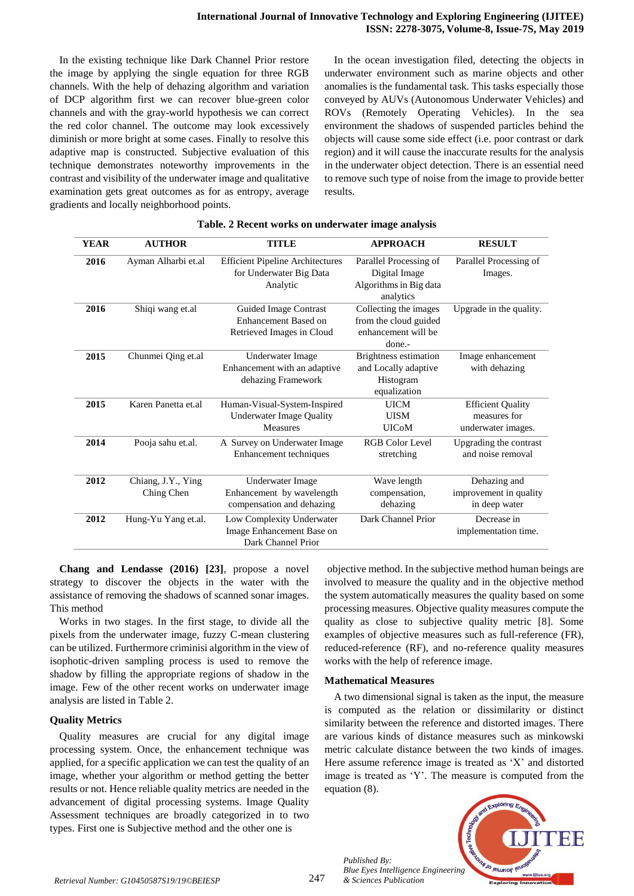In the existing technique like Dark Channel Prior restore the image by applying the single equation for three RGB channels. With the help of dehazing algorithm and variation of DCP algorithm first we can recover blue-green color channels and with the gray-world hypothesis we can correct the red color channel. The outcome may look excessively diminish or more bright at some cases. Finally to resolve this adaptive map is constructed. Subjective evaluation of this technique demonstrates noteworthy improvements in the contrast and visibility of the underwater image and qualitative examination gets great outcomes as for as entropy, average gradients and locally neighborhood points.

In the ocean investigation filed, detecting the objects in underwater environment such as marine objects and other anomalies is the fundamental task. This tasks especially those conveyed by AUVs (Autonomous Underwater Vehicles) and ROVs (Remotely Operating Vehicles). In the sea environment the shadows of suspended particles behind the objects will cause some side effect (i.e. poor contrast or dark region) and it will cause the inaccurate results for the analysis in the underwater object detection. There is an essential need to remove such type of noise from the image to provide better results.

**Table. 2 Recent works on underwater image analysis**

| YEAR | AUTHOR | TITLE | APPROACH | RESULT |
|---|---|---|---|---|
| **2016** | Ayman Alharbi et.al | Efficient Pipeline Architectures for Underwater Big Data Analytic | Parallel Processing of Digital Image Algorithms in Big data analytics | Parallel Processing of Images. |
| **2016** | Shiqi wang et.al | Guided Image Contrast Enhancement Based on Retrieved Images in Cloud | Collecting the images from the cloud guided enhancement will be done.- | Upgrade in the quality. |
| **2015** | Chunmei Qing et.al | Underwater Image Enhancement with an adaptive dehazing Framework | Brightness estimation and Locally adaptive Histogram equalization | Image enhancement with dehazing |
| **2015** | Karen Panetta et.al | Human-Visual-System-Inspired Underwater Image Quality Measures | UICM UISM UICoM | Efficient Quality measures for underwater images. |
| **2014** | Pooja sahu et.al. | A Survey on Underwater Image Enhancement techniques | RGB Color Level stretching | Upgrading the contrast and noise removal |
| **2012** | Chiang, J.Y., Ying Ching Chen | Underwater Image Enhancement by wavelength compensation and dehazing | Wave length compensation, dehazing | Dehazing and improvement in quality in deep water |
| **2012** | Hung-Yu Yang et.al. | Low Complexity Underwater Image Enhancement Base on Dark Channel Prior | Dark Channel Prior | Decrease in implementation time. |

**Chang and Lendasse (2016) [23]**, propose a novel strategy to discover the objects in the water with the assistance of removing the shadows of scanned sonar images. This method

Works in two stages. In the first stage, to divide all the pixels from the underwater image, fuzzy C-mean clustering can be utilized. Furthermore criminisi algorithm in the view of isophotic-driven sampling process is used to remove the shadow by filling the appropriate regions of shadow in the image. Few of the other recent works on underwater image analysis are listed in Table 2.

### Quality Metrics

Quality measures are crucial for any digital image processing system. Once, the enhancement technique was applied, for a specific application we can test the quality of an image, whether your algorithm or method getting the better results or not. Hence reliable quality metrics are needed in the advancement of digital processing systems. Image Quality Assessment techniques are broadly categorized in to two types. First one is Subjective method and the other one is objective method. In the subjective method human beings are involved to measure the quality and in the objective method the system automatically measures the quality based on some processing measures. Objective quality measures compute the quality as close to subjective quality metric [8]. Some examples of objective measures such as full-reference (FR), reduced-reference (RF), and no-reference quality measures works with the help of reference image.

### Mathematical Measures

A two dimensional signal is taken as the input, the measure is computed as the relation or dissimilarity or distinct similarity between the reference and distorted images. There are various kinds of distance measures such as minkowski metric calculate distance between the two kinds of images. Here assume reference image is treated as 'X' and distorted image is treated as 'Y'. The measure is computed from the equation (8).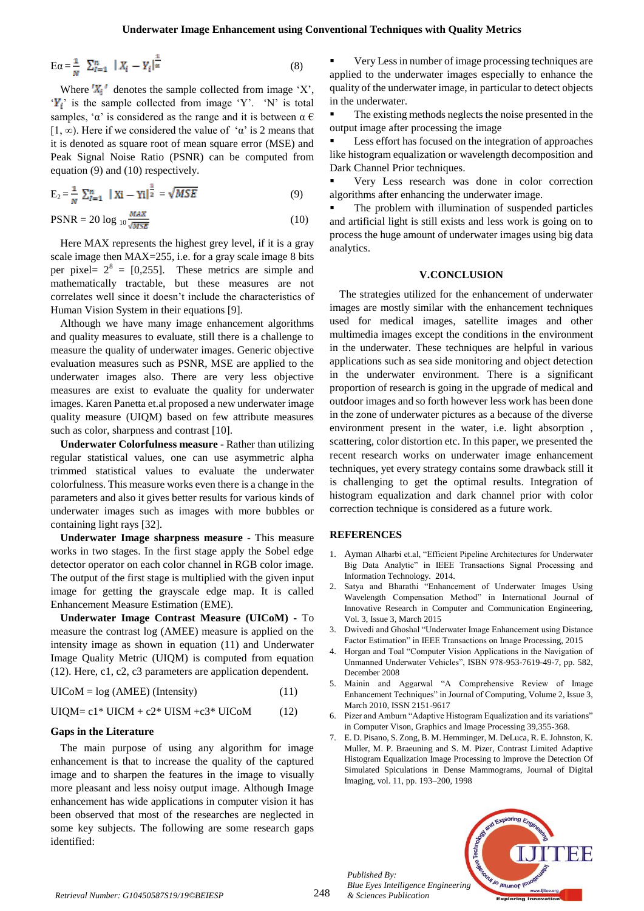$$E\alpha = \frac{1}{N} \sum_{i=1}^{n} |X_i - Y_i|^{\frac{1}{\alpha}} \quad (8)$$

Where '$X_i$' denotes the sample collected from image 'X', '$Y_i$' is the sample collected from image 'Y'. 'N' is total samples, 'α' is considered as the range and it is between α € [1, ∞). Here if we considered the value of 'α' is 2 means that it is denoted as square root of mean square error (MSE) and Peak Signal Noise Ratio (PSNR) can be computed from equation (9) and (10) respectively.

$$E_2 = \frac{1}{N} \sum_{i=1}^{n} |Xi - Yi|^{\frac{1}{2}} = \sqrt{MSE} \quad (9)$$

$$PSNR = 20 \log_{10} \frac{MAX}{\sqrt{MSE}} \quad (10)$$

Here MAX represents the highest grey level, if it is a gray scale image then MAX=255, i.e. for a gray scale image 8 bits per pixel= $2^8$ = [0,255]. These metrics are simple and mathematically tractable, but these measures are not correlates well since it doesn't include the characteristics of Human Vision System in their equations [9].

Although we have many image enhancement algorithms and quality measures to evaluate, still there is a challenge to measure the quality of underwater images. Generic objective evaluation measures such as PSNR, MSE are applied to the underwater images also. There are very less objective measures are exist to evaluate the quality for underwater images. Karen Panetta et.al proposed a new underwater image quality measure (UIQM) based on few attribute measures such as color, sharpness and contrast [10].

**Underwater Colorfulness measure** - Rather than utilizing regular statistical values, one can use asymmetric alpha trimmed statistical values to evaluate the underwater colorfulness. This measure works even there is a change in the parameters and also it gives better results for various kinds of underwater images such as images with more bubbles or containing light rays [32].

**Underwater Image sharpness measure** - This measure works in two stages. In the first stage apply the Sobel edge detector operator on each color channel in RGB color image. The output of the first stage is multiplied with the given input image for getting the grayscale edge map. It is called Enhancement Measure Estimation (EME).

**Underwater Image Contrast Measure (UICoM)** - To measure the contrast log (AMEE) measure is applied on the intensity image as shown in equation (11) and Underwater Image Quality Metric (UIQM) is computed from equation (12). Here, c1, c2, c3 parameters are application dependent.

$$UICoM = \log (AMEE) (Intensity) \quad (11)$$

$$UIQM = c1 * UICM + c2 * UISM + c3 * UICoM \quad (12)$$

**Gaps in the Literature**

The main purpose of using any algorithm for image enhancement is that to increase the quality of the captured image and to sharpen the features in the image to visually more pleasant and less noisy output image. Although Image enhancement has wide applications in computer vision it has been observed that most of the researches are neglected in some key subjects. The following are some research gaps identified:

- Very Less in number of image processing techniques are applied to the underwater images especially to enhance the quality of the underwater image, in particular to detect objects in the underwater.
- The existing methods neglects the noise presented in the output image after processing the image
- Less effort has focused on the integration of approaches like histogram equalization or wavelength decomposition and Dark Channel Prior techniques.
- Very Less research was done in color correction algorithms after enhancing the underwater image.
- The problem with illumination of suspended particles and artificial light is still exists and less work is going on to process the huge amount of underwater images using big data analytics.

## V.CONCLUSION

The strategies utilized for the enhancement of underwater images are mostly similar with the enhancement techniques used for medical images, satellite images and other multimedia images except the conditions in the environment in the underwater. These techniques are helpful in various applications such as sea side monitoring and object detection in the underwater environment. There is a significant proportion of research is going in the upgrade of medical and outdoor images and so forth however less work has been done in the zone of underwater pictures as a because of the diverse environment present in the water, i.e. light absorption , scattering, color distortion etc. In this paper, we presented the recent research works on underwater image enhancement techniques, yet every strategy contains some drawback still it is challenging to get the optimal results. Integration of histogram equalization and dark channel prior with color correction technique is considered as a future work.

## REFERENCES

1. Ayman Alharbi et.al, "Efficient Pipeline Architectures for Underwater Big Data Analytic" in IEEE Transactions Signal Processing and Information Technology. 2014.
2. Satya and Bharathi "Enhancement of Underwater Images Using Wavelength Compensation Method" in International Journal of Innovative Research in Computer and Communication Engineering, Vol. 3, Issue 3, March 2015
3. Dwivedi and Ghoshal "Underwater Image Enhancement using Distance Factor Estimation" in IEEE Transactions on Image Processing, 2015
4. Horgan and Toal "Computer Vision Applications in the Navigation of Unmanned Underwater Vehicles", ISBN 978-953-7619-49-7, pp. 582, December 2008
5. Mainin and Aggarwal "A Comprehensive Review of Image Enhancement Techniques" in Journal of Computing, Volume 2, Issue 3, March 2010, ISSN 2151-9617
6. Pizer and Amburn "Adaptive Histogram Equalization and its variations" in Computer Vison, Graphics and Image Processing 39,355-368.
7. E. D. Pisano, S. Zong, B. M. Hemminger, M. DeLuca, R. E. Johnston, K. Muller, M. P. Braeuning and S. M. Pizer, Contrast Limited Adaptive Histogram Equalization Image Processing to Improve the Detection Of Simulated Spiculations in Dense Mammograms, Journal of Digital Imaging, vol. 11, pp. 193–200, 1998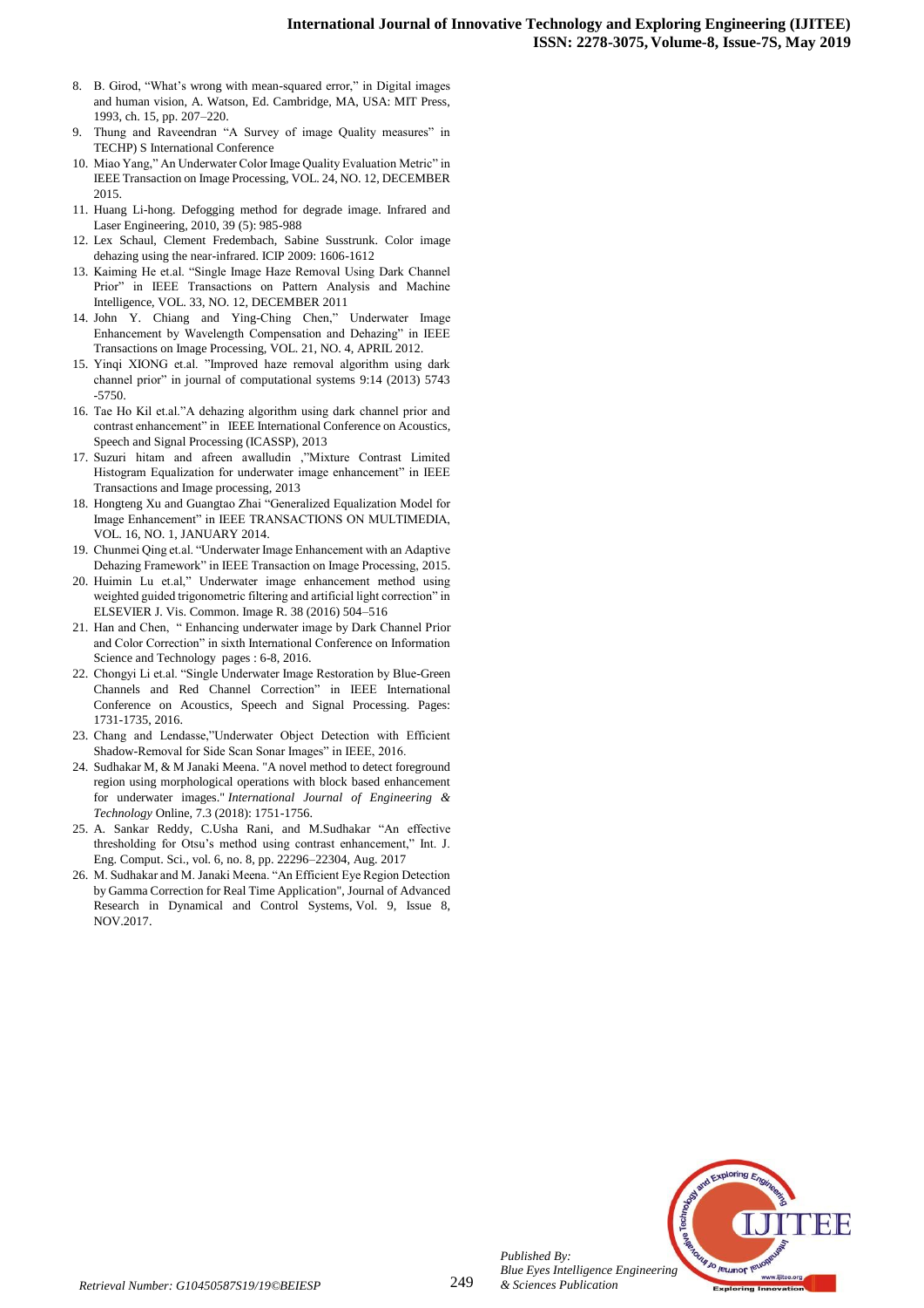8. B. Girod, “What’s wrong with mean-squared error,” in Digital images and human vision, A. Watson, Ed. Cambridge, MA, USA: MIT Press, 1993, ch. 15, pp. 207–220.
9. Thung and Raveendran “A Survey of image Quality measures” in TECHP) S International Conference
10. Miao Yang,” An Underwater Color Image Quality Evaluation Metric” in IEEE Transaction on Image Processing, VOL. 24, NO. 12, DECEMBER 2015.
11. Huang Li-hong. Defogging method for degrade image. Infrared and Laser Engineering, 2010, 39 (5): 985-988
12. Lex Schaul, Clement Fredembach, Sabine Susstrunk. Color image dehazing using the near-infrared. ICIP 2009: 1606-1612
13. Kaiming He et.al. “Single Image Haze Removal Using Dark Channel Prior” in IEEE Transactions on Pattern Analysis and Machine Intelligence, VOL. 33, NO. 12, DECEMBER 2011
14. John Y. Chiang and Ying-Ching Chen,” Underwater Image Enhancement by Wavelength Compensation and Dehazing” in IEEE Transactions on Image Processing, VOL. 21, NO. 4, APRIL 2012.
15. Yinqi XIONG et.al. ”Improved haze removal algorithm using dark channel prior” in journal of computational systems 9:14 (2013) 5743 -5750.
16. Tae Ho Kil et.al.”A dehazing algorithm using dark channel prior and contrast enhancement” in IEEE International Conference on Acoustics, Speech and Signal Processing (ICASSP), 2013
17. Suzuri hitam and afreen awalludin ,”Mixture Contrast Limited Histogram Equalization for underwater image enhancement” in IEEE Transactions and Image processing, 2013
18. Hongteng Xu and Guangtao Zhai “Generalized Equalization Model for Image Enhancement” in IEEE TRANSACTIONS ON MULTIMEDIA, VOL. 16, NO. 1, JANUARY 2014.
19. Chunmei Qing et.al. “Underwater Image Enhancement with an Adaptive Dehazing Framework” in IEEE Transaction on Image Processing, 2015.
20. Huimin Lu et.al,” Underwater image enhancement method using weighted guided trigonometric filtering and artificial light correction” in ELSEVIER J. Vis. Common. Image R. 38 (2016) 504–516
21. Han and Chen, “ Enhancing underwater image by Dark Channel Prior and Color Correction” in sixth International Conference on Information Science and Technology pages : 6-8, 2016.
22. Chongyi Li et.al. “Single Underwater Image Restoration by Blue-Green Channels and Red Channel Correction” in IEEE International Conference on Acoustics, Speech and Signal Processing. Pages: 1731-1735, 2016.
23. Chang and Lendasse,”Underwater Object Detection with Efficient Shadow-Removal for Side Scan Sonar Images” in IEEE, 2016.
24. Sudhakar M, & M Janaki Meena. "A novel method to detect foreground region using morphological operations with block based enhancement for underwater images." *International Journal of Engineering & Technology* Online, 7.3 (2018): 1751-1756.
25. A. Sankar Reddy, C.Usha Rani, and M.Sudhakar “An effective thresholding for Otsu’s method using contrast enhancement,” Int. J. Eng. Comput. Sci., vol. 6, no. 8, pp. 22296–22304, Aug. 2017
26. M. Sudhakar and M. Janaki Meena. “An Efficient Eye Region Detection by Gamma Correction for Real Time Application", Journal of Advanced Research in Dynamical and Control Systems, Vol. 9, Issue 8, NOV.2017.